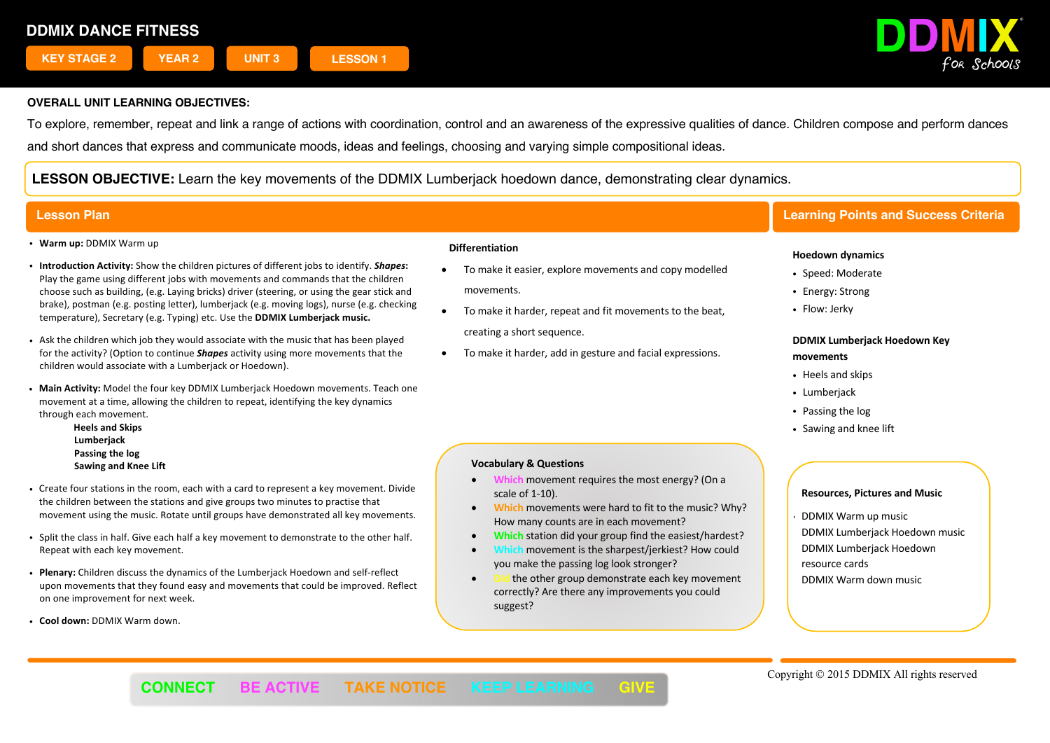# DDMIX DANCE FITNESS

KEY STAGE 2 | YEAR 2 | UNIT 3 | LESSON 1

DDMIX for Schools

**OVERALL UNIT LEARNING OBJECTIVES:**

To explore, remember, repeat and link a range of actions with coordination, control and an awareness of the expressive qualities of dance. Children compose and perform dances and short dances that express and communicate moods, ideas and feelings, choosing and varying simple compositional ideas.

**LESSON OBJECTIVE:** Learn the key movements of the DDMIX Lumberjack hoedown dance, demonstrating clear dynamics.

## Lesson Plan

- **Warm up:** DDMIX Warm up
- **Introduction Activity:** Show the children pictures of different jobs to identify. ***Shapes***: Play the game using different jobs with movements and commands that the children choose such as building, (e.g. Laying bricks) driver (steering, or using the gear stick and brake), postman (e.g. posting letter), lumberjack (e.g. moving logs), nurse (e.g. checking temperature), Secretary (e.g. Typing) etc. Use the **DDMIX Lumberjack music.**
- Ask the children which job they would associate with the music that has been played for the activity? (Option to continue ***Shapes*** activity using more movements that the children would associate with a Lumberjack or Hoedown).
- **Main Activity:** Model the four key DDMIX Lumberjack Hoedown movements. Teach one movement at a time, allowing the children to repeat, identifying the key dynamics through each movement.
  - **Heels and Skips**
  - **Lumberjack**
  - **Passing the log**
  - **Sawing and Knee Lift**
- Create four stations in the room, each with a card to represent a key movement. Divide the children between the stations and give groups two minutes to practise that movement using the music. Rotate until groups have demonstrated all key movements.
- Split the class in half. Give each half a key movement to demonstrate to the other half. Repeat with each key movement.
- **Plenary:** Children discuss the dynamics of the Lumberjack Hoedown and self-reflect upon movements that they found easy and movements that could be improved. Reflect on one improvement for next week.
- **Cool down:** DDMIX Warm down.

**Differentiation**

- To make it easier, explore movements and copy modelled movements.
- To make it harder, repeat and fit movements to the beat, creating a short sequence.
- To make it harder, add in gesture and facial expressions.

**Vocabulary & Questions**

- Which movement requires the most energy? (On a scale of 1-10).
- Which movements were hard to fit to the music? Why? How many counts are in each movement?
- Which station did your group find the easiest/hardest?
- Which movement is the sharpest/jerkiest? How could you make the passing log look stronger?
- Did the other group demonstrate each key movement correctly? Are there any improvements you could suggest?

## Learning Points and Success Criteria

**Hoedown dynamics**

- Speed: Moderate
- Energy: Strong
- Flow: Jerky

**DDMIX Lumberjack Hoedown Key movements**

- Heels and skips
- Lumberjack
- Passing the log
- Sawing and knee lift

**Resources, Pictures and Music**

- DDMIX Warm up music
- DDMIX Lumberjack Hoedown music
- DDMIX Lumberjack Hoedown resource cards
- DDMIX Warm down music

CONNECT | BE ACTIVE | TAKE NOTICE | KEEP LEARNING | GIVE

Copyright © 2015 DDMIX All rights reserved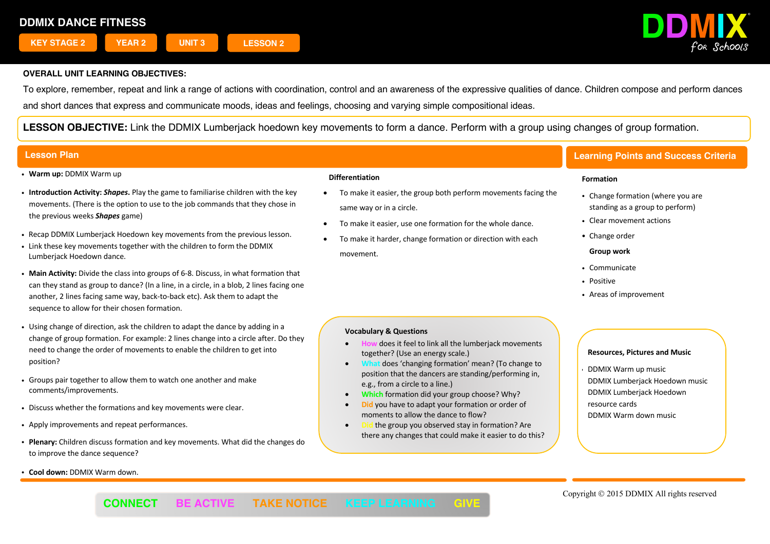# DDMIX DANCE FITNESS

KEY STAGE 2 | YEAR 2 | UNIT 3 | LESSON 2

**OVERALL UNIT LEARNING OBJECTIVES:**

To explore, remember, repeat and link a range of actions with coordination, control and an awareness of the expressive qualities of dance. Children compose and perform dances and short dances that express and communicate moods, ideas and feelings, choosing and varying simple compositional ideas.

**LESSON OBJECTIVE:** Link the DDMIX Lumberjack hoedown key movements to form a dance. Perform with a group using changes of group formation.

## Lesson Plan

- **Warm up:** DDMIX Warm up
- **Introduction Activity:** ***Shapes.*** Play the game to familiarise children with the key movements. (There is the option to use to the job commands that they chose in the previous weeks ***Shapes*** game)
- Recap DDMIX Lumberjack Hoedown key movements from the previous lesson.
- Link these key movements together with the children to form the DDMIX Lumberjack Hoedown dance.
- **Main Activity:** Divide the class into groups of 6-8. Discuss, in what formation that can they stand as group to dance? (In a line, in a circle, in a blob, 2 lines facing one another, 2 lines facing same way, back-to-back etc). Ask them to adapt the sequence to allow for their chosen formation.
- Using change of direction, ask the children to adapt the dance by adding in a change of group formation. For example: 2 lines change into a circle after. Do they need to change the order of movements to enable the children to get into position?
- Groups pair together to allow them to watch one another and make comments/improvements.
- Discuss whether the formations and key movements were clear.
- Apply improvements and repeat performances.
- **Plenary:** Children discuss formation and key movements. What did the changes do to improve the dance sequence?
- **Cool down:** DDMIX Warm down.

**Differentiation**

- To make it easier, the group both perform movements facing the same way or in a circle.
- To make it easier, use one formation for the whole dance.
- To make it harder, change formation or direction with each movement.

**Vocabulary & Questions**

- How does it feel to link all the lumberjack movements together? (Use an energy scale.)
- What does 'changing formation' mean? (To change to position that the dancers are standing/performing in, e.g., from a circle to a line.)
- Which formation did your group choose? Why?
- Did you have to adapt your formation or order of moments to allow the dance to flow?
- Did the group you observed stay in formation? Are there any changes that could make it easier to do this?

## Learning Points and Success Criteria

**Formation**

- Change formation (where you are standing as a group to perform)
- Clear movement actions
- Change order

**Group work**

- Communicate
- Positive
- Areas of improvement

**Resources, Pictures and Music**

- DDMIX Warm up music
- DDMIX Lumberjack Hoedown music
- DDMIX Lumberjack Hoedown resource cards
- DDMIX Warm down music

CONNECT | BE ACTIVE | TAKE NOTICE | KEEP LEARNING | GIVE

Copyright © 2015 DDMIX All rights reserved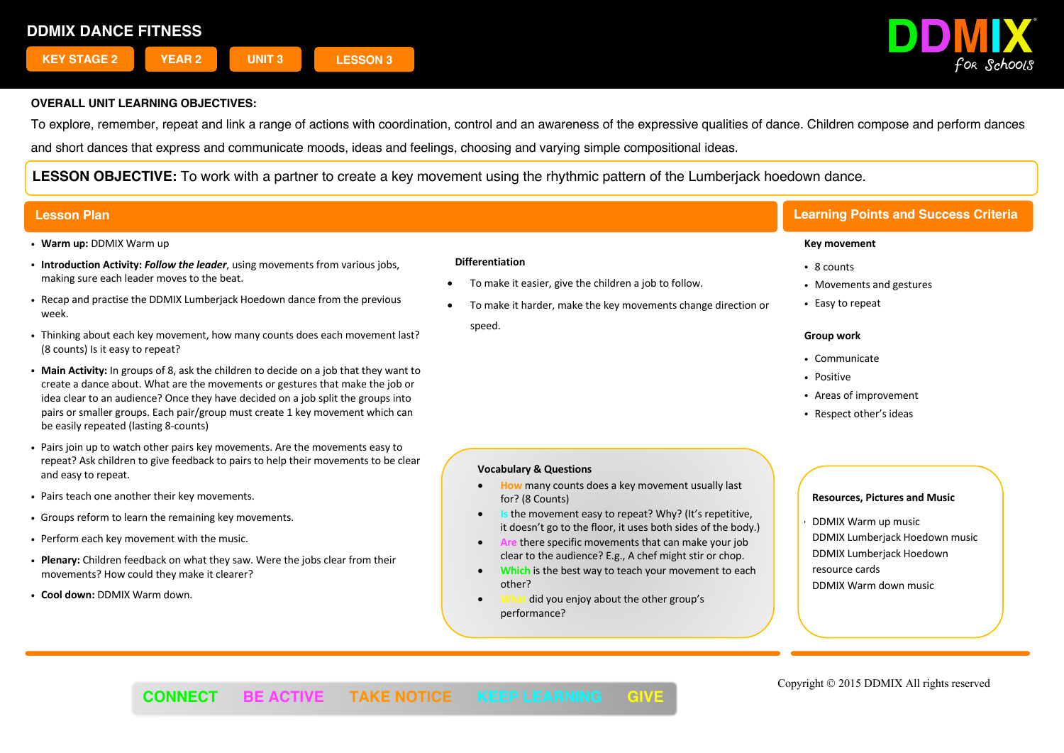# DDMIX DANCE FITNESS

KEY STAGE 2 | YEAR 2 | UNIT 3 | LESSON 3

**OVERALL UNIT LEARNING OBJECTIVES:**

To explore, remember, repeat and link a range of actions with coordination, control and an awareness of the expressive qualities of dance. Children compose and perform dances and short dances that express and communicate moods, ideas and feelings, choosing and varying simple compositional ideas.

**LESSON OBJECTIVE:** To work with a partner to create a key movement using the rhythmic pattern of the Lumberjack hoedown dance.

## Lesson Plan

- **Warm up:** DDMIX Warm up
- **Introduction Activity:** ***Follow the leader***, using movements from various jobs, making sure each leader moves to the beat.
- Recap and practise the DDMIX Lumberjack Hoedown dance from the previous week.
- Thinking about each key movement, how many counts does each movement last? (8 counts) Is it easy to repeat?
- **Main Activity:** In groups of 8, ask the children to decide on a job that they want to create a dance about. What are the movements or gestures that make the job or idea clear to an audience? Once they have decided on a job split the groups into pairs or smaller groups. Each pair/group must create 1 key movement which can be easily repeated (lasting 8-counts)
- Pairs join up to watch other pairs key movements. Are the movements easy to repeat? Ask children to give feedback to pairs to help their movements to be clear and easy to repeat.
- Pairs teach one another their key movements.
- Groups reform to learn the remaining key movements.
- Perform each key movement with the music.
- **Plenary:** Children feedback on what they saw. Were the jobs clear from their movements? How could they make it clearer?
- **Cool down:** DDMIX Warm down.

### Differentiation

- To make it easier, give the children a job to follow.
- To make it harder, make the key movements change direction or speed.

### Vocabulary & Questions

- How many counts does a key movement usually last for? (8 Counts)
- Is the movement easy to repeat? Why? (It's repetitive, it doesn't go to the floor, it uses both sides of the body.)
- Are there specific movements that can make your job clear to the audience? E.g., A chef might stir or chop.
- Which is the best way to teach your movement to each other?
- What did you enjoy about the other group's performance?

## Learning Points and Success Criteria

**Key movement**

- 8 counts
- Movements and gestures
- Easy to repeat

**Group work**

- Communicate
- Positive
- Areas of improvement
- Respect other's ideas

### Resources, Pictures and Music

DDMIX Warm up music
DDMIX Lumberjack Hoedown music
DDMIX Lumberjack Hoedown resource cards
DDMIX Warm down music

CONNECT | BE ACTIVE | TAKE NOTICE | KEEP LEARNING | GIVE

Copyright © 2015 DDMIX All rights reserved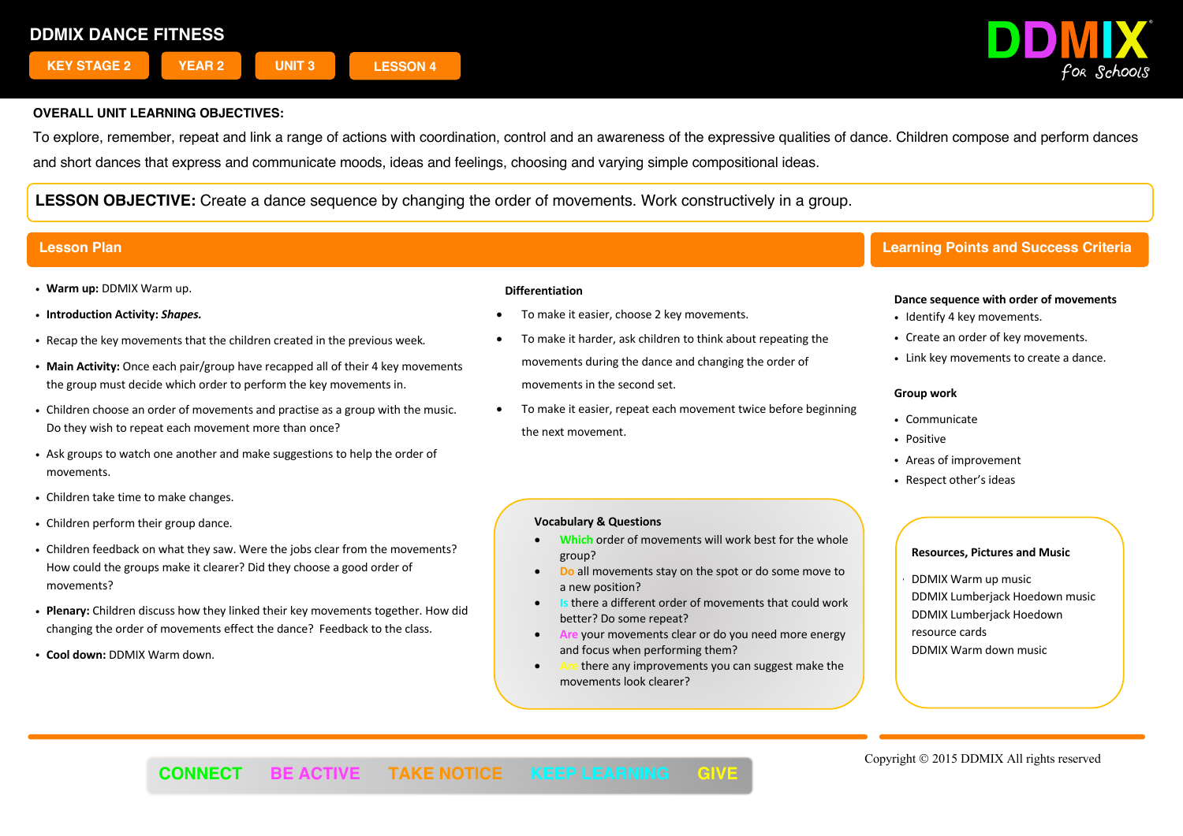# DDMIX DANCE FITNESS

KEY STAGE 2 | YEAR 2 | UNIT 3 | LESSON 4

**OVERALL UNIT LEARNING OBJECTIVES:**

To explore, remember, repeat and link a range of actions with coordination, control and an awareness of the expressive qualities of dance. Children compose and perform dances and short dances that express and communicate moods, ideas and feelings, choosing and varying simple compositional ideas.

**LESSON OBJECTIVE:** Create a dance sequence by changing the order of movements. Work constructively in a group.

## Lesson Plan

- **Warm up:** DDMIX Warm up.
- **Introduction Activity:** ***Shapes.***
- Recap the key movements that the children created in the previous week.
- **Main Activity:** Once each pair/group have recapped all of their 4 key movements the group must decide which order to perform the key movements in.
- Children choose an order of movements and practise as a group with the music. Do they wish to repeat each movement more than once?
- Ask groups to watch one another and make suggestions to help the order of movements.
- Children take time to make changes.
- Children perform their group dance.
- Children feedback on what they saw. Were the jobs clear from the movements? How could the groups make it clearer? Did they choose a good order of movements?
- **Plenary:** Children discuss how they linked their key movements together. How did changing the order of movements effect the dance? Feedback to the class.
- **Cool down:** DDMIX Warm down.

**Differentiation**

- To make it easier, choose 2 key movements.
- To make it harder, ask children to think about repeating the movements during the dance and changing the order of movements in the second set.
- To make it easier, repeat each movement twice before beginning the next movement.

**Vocabulary & Questions**

- Which order of movements will work best for the whole group?
- Do all movements stay on the spot or do some move to a new position?
- Is there a different order of movements that could work better? Do some repeat?
- Are your movements clear or do you need more energy and focus when performing them?
- Are there any improvements you can suggest make the movements look clearer?

## Learning Points and Success Criteria

**Dance sequence with order of movements**

- Identify 4 key movements.
- Create an order of key movements.
- Link key movements to create a dance.

**Group work**

- Communicate
- Positive
- Areas of improvement
- Respect other's ideas

**Resources, Pictures and Music**

DDMIX Warm up music
DDMIX Lumberjack Hoedown music
DDMIX Lumberjack Hoedown resource cards
DDMIX Warm down music

CONNECT | BE ACTIVE | TAKE NOTICE | KEEP LEARNING | GIVE

Copyright © 2015 DDMIX All rights reserved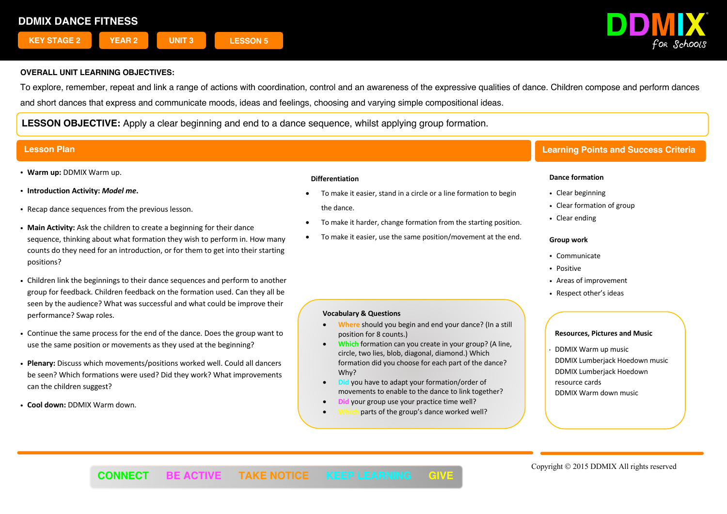# DDMIX DANCE FITNESS

KEY STAGE 2 | YEAR 2 | UNIT 3 | LESSON 5

DDMIX for Schools

**OVERALL UNIT LEARNING OBJECTIVES:**

To explore, remember, repeat and link a range of actions with coordination, control and an awareness of the expressive qualities of dance. Children compose and perform dances and short dances that express and communicate moods, ideas and feelings, choosing and varying simple compositional ideas.

**LESSON OBJECTIVE:** Apply a clear beginning and end to a dance sequence, whilst applying group formation.

## Lesson Plan

- **Warm up:** DDMIX Warm up.
- **Introduction Activity:** ***Model me*.**
- Recap dance sequences from the previous lesson.
- **Main Activity:** Ask the children to create a beginning for their dance sequence, thinking about what formation they wish to perform in. How many counts do they need for an introduction, or for them to get into their starting positions?
- Children link the beginnings to their dance sequences and perform to another group for feedback. Children feedback on the formation used. Can they all be seen by the audience? What was successful and what could be improve their performance? Swap roles.
- Continue the same process for the end of the dance. Does the group want to use the same position or movements as they used at the beginning?
- **Plenary:** Discuss which movements/positions worked well. Could all dancers be seen? Which formations were used? Did they work? What improvements can the children suggest?
- **Cool down:** DDMIX Warm down.

**Differentiation**

- To make it easier, stand in a circle or a line formation to begin the dance.
- To make it harder, change formation from the starting position.
- To make it easier, use the same position/movement at the end.

**Vocabulary & Questions**

- Where should you begin and end your dance? (In a still position for 8 counts.)
- Which formation can you create in your group? (A line, circle, two lies, blob, diagonal, diamond.) Which formation did you choose for each part of the dance? Why?
- Did you have to adapt your formation/order of movements to enable to the dance to link together?
- Did your group use your practice time well?
- Which parts of the group's dance worked well?

## Learning Points and Success Criteria

**Dance formation**

- Clear beginning
- Clear formation of group
- Clear ending

**Group work**

- Communicate
- Positive
- Areas of improvement
- Respect other's ideas

**Resources, Pictures and Music**

- DDMIX Warm up music
- DDMIX Lumberjack Hoedown music
- DDMIX Lumberjack Hoedown resource cards
- DDMIX Warm down music

CONNECT | BE ACTIVE | TAKE NOTICE | KEEP LEARNING | GIVE

Copyright © 2015 DDMIX All rights reserved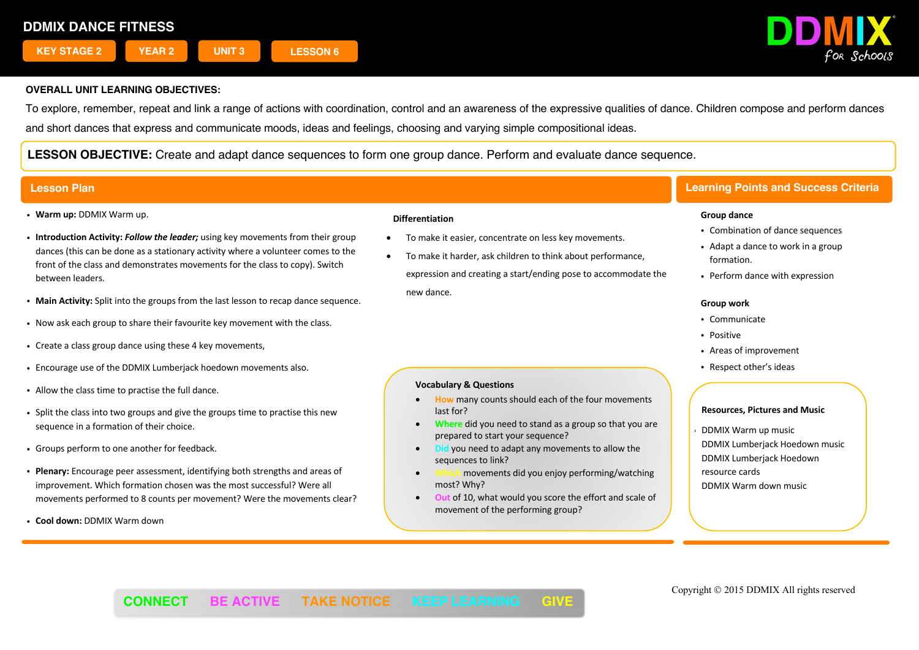# DDMIX DANCE FITNESS

KEY STAGE 2 | YEAR 2 | UNIT 3 | LESSON 6

DDMIX for Schools

**OVERALL UNIT LEARNING OBJECTIVES:**

To explore, remember, repeat and link a range of actions with coordination, control and an awareness of the expressive qualities of dance. Children compose and perform dances and short dances that express and communicate moods, ideas and feelings, choosing and varying simple compositional ideas.

**LESSON OBJECTIVE:** Create and adapt dance sequences to form one group dance. Perform and evaluate dance sequence.

## Lesson Plan

- **Warm up:** DDMIX Warm up.
- **Introduction Activity:** ***Follow the leader;*** using key movements from their group dances (this can be done as a stationary activity where a volunteer comes to the front of the class and demonstrates movements for the class to copy). Switch between leaders.
- **Main Activity:** Split into the groups from the last lesson to recap dance sequence.
- Now ask each group to share their favourite key movement with the class.
- Create a class group dance using these 4 key movements,
- Encourage use of the DDMIX Lumberjack hoedown movements also.
- Allow the class time to practise the full dance.
- Split the class into two groups and give the groups time to practise this new sequence in a formation of their choice.
- Groups perform to one another for feedback.
- **Plenary:** Encourage peer assessment, identifying both strengths and areas of improvement. Which formation chosen was the most successful? Were all movements performed to 8 counts per movement? Were the movements clear?
- **Cool down:** DDMIX Warm down

### Differentiation

- To make it easier, concentrate on less key movements.
- To make it harder, ask children to think about performance, expression and creating a start/ending pose to accommodate the new dance.

### Vocabulary & Questions

- How many counts should each of the four movements last for?
- Where did you need to stand as a group so that you are prepared to start your sequence?
- Did you need to adapt any movements to allow the sequences to link?
- Which movements did you enjoy performing/watching most? Why?
- Out of 10, what would you score the effort and scale of movement of the performing group?

## Learning Points and Success Criteria

**Group dance**

- Combination of dance sequences
- Adapt a dance to work in a group formation.
- Perform dance with expression

**Group work**

- Communicate
- Positive
- Areas of improvement
- Respect other's ideas

### Resources, Pictures and Music

- DDMIX Warm up music
- DDMIX Lumberjack Hoedown music
- DDMIX Lumberjack Hoedown resource cards
- DDMIX Warm down music

CONNECT BE ACTIVE TAKE NOTICE KEEP LEARNING GIVE

Copyright © 2015 DDMIX All rights reserved